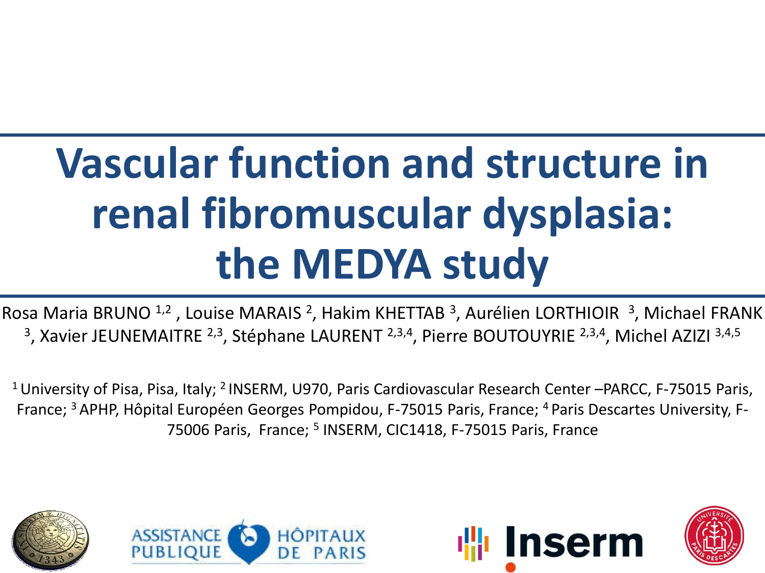# Vascular function and structure in renal fibromuscular dysplasia: the MEDYA study

Rosa Maria BRUNO [1,2] , Louise MARAIS [2], Hakim KHETTAB [3], Aurélien LORTHIOIR [3], Michael FRANK [3], Xavier JEUNEMAITRE [2,3], Stéphane LAURENT [2,3,4], Pierre BOUTOUYRIE [2,3,4], Michel AZIZI [3,4,5]

[1] University of Pisa, Pisa, Italy; [2] INSERM, U970, Paris Cardiovascular Research Center –PARCC, F-75015 Paris, France; [3] APHP, Hôpital Européen Georges Pompidou, F-75015 Paris, France; [4] Paris Descartes University, F-75006 Paris, France; [5] INSERM, CIC1418, F-75015 Paris, France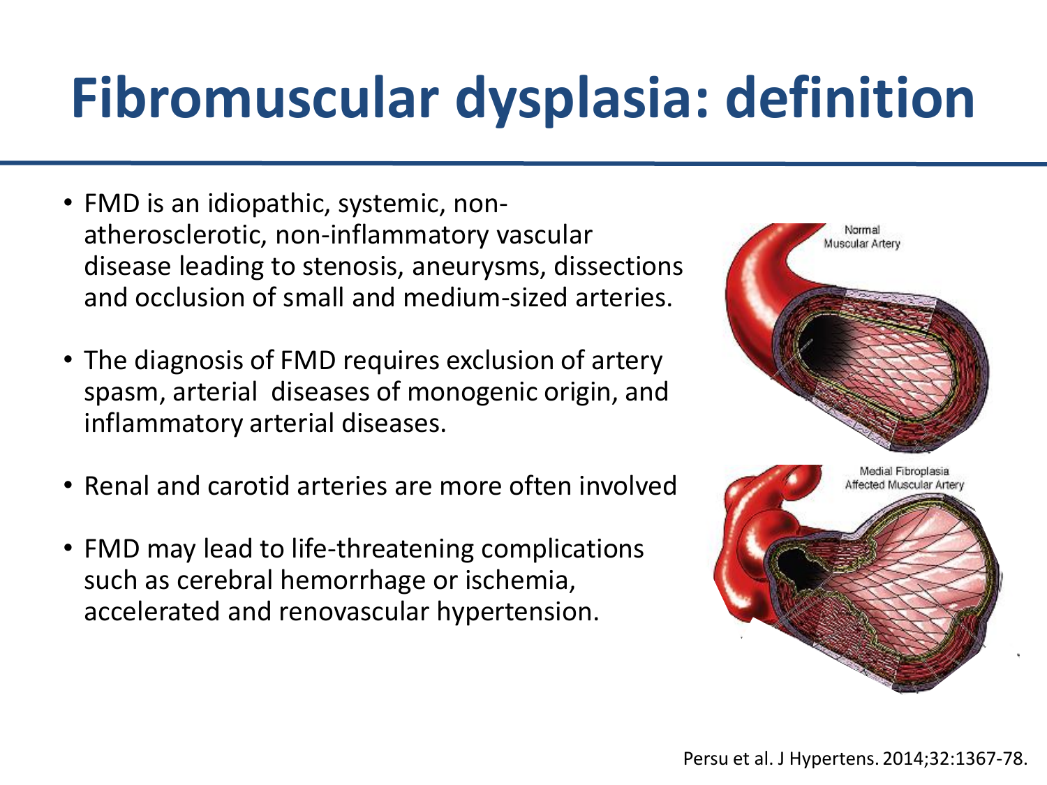# Fibromuscular dysplasia: definition

- FMD is an idiopathic, systemic, non-atherosclerotic, non-inflammatory vascular disease leading to stenosis, aneurysms, dissections and occlusion of small and medium-sized arteries.
- The diagnosis of FMD requires exclusion of artery spasm, arterial diseases of monogenic origin, and inflammatory arterial diseases.
- Renal and carotid arteries are more often involved
- FMD may lead to life-threatening complications such as cerebral hemorrhage or ischemia, accelerated and renovascular hypertension.

Normal Muscular Artery

Medial Fibroplasia Affected Muscular Artery

Persu et al. J Hypertens. 2014;32:1367-78.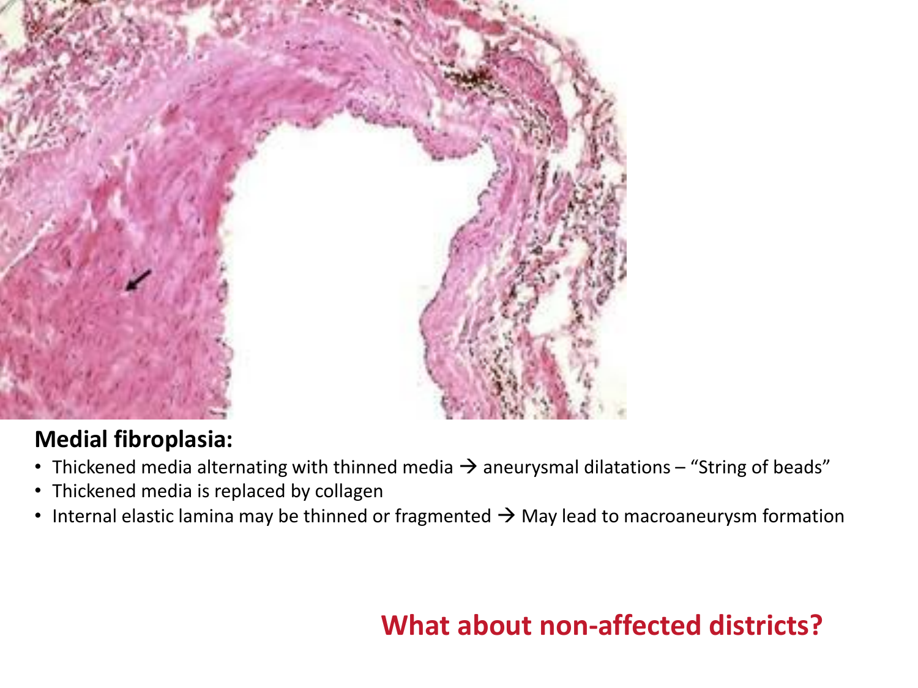**Medial fibroplasia:**

- Thickened media alternating with thinned media → aneurysmal dilatations – "String of beads"
- Thickened media is replaced by collagen
- Internal elastic lamina may be thinned or fragmented → May lead to macroaneurysm formation

**What about non-affected districts?**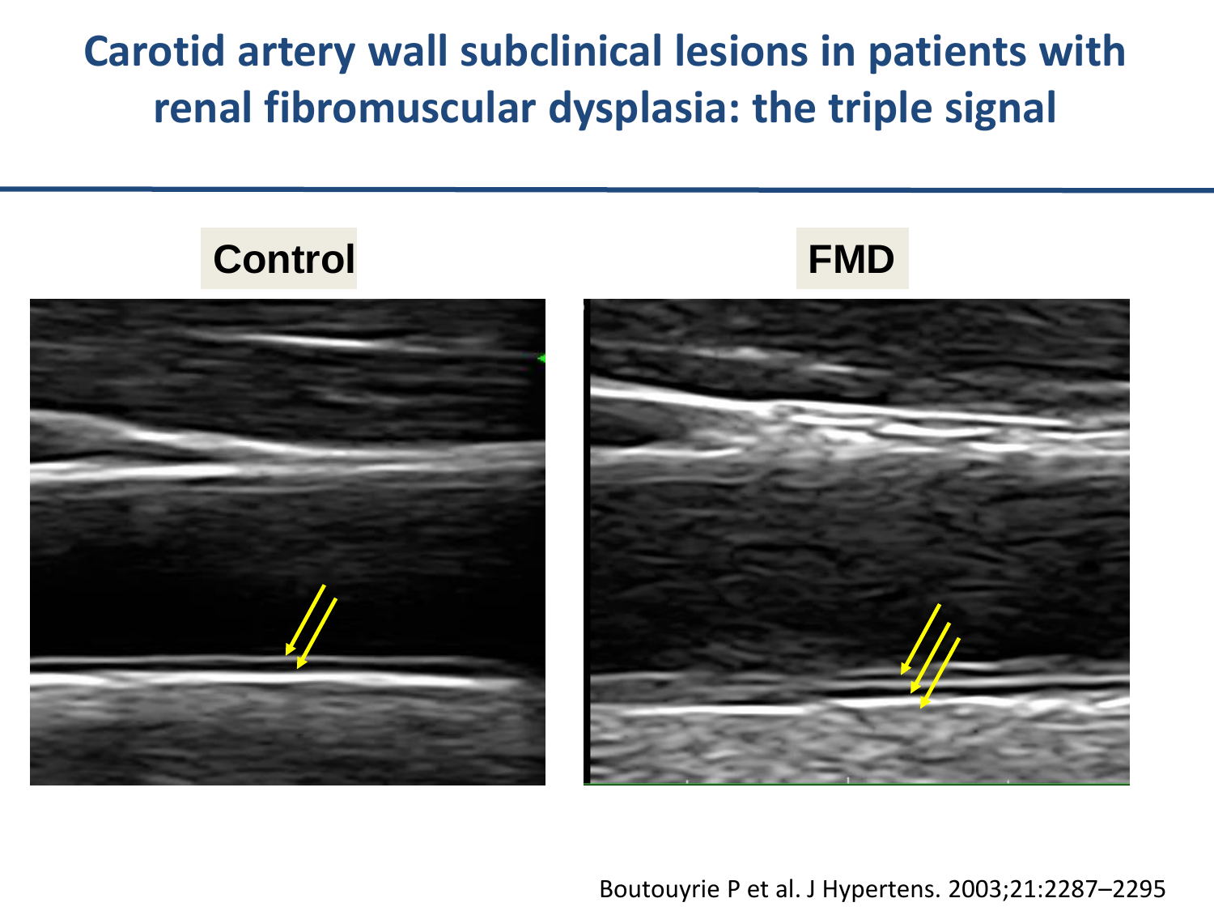# Carotid artery wall subclinical lesions in patients with renal fibromuscular dysplasia: the triple signal

Control

FMD

Boutouyrie P et al. J Hypertens. 2003;21:2287–2295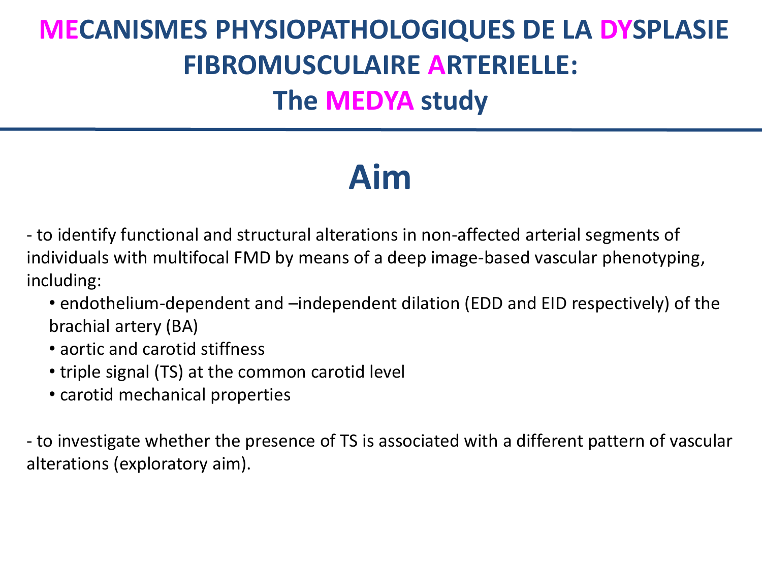# MECANISMES PHYSIOPATHOLOGIQUES DE LA DYSPLASIE FIBROMUSCULAIRE ARTERIELLE: The MEDYA study

## Aim

- to identify functional and structural alterations in non-affected arterial segments of individuals with multifocal FMD by means of a deep image-based vascular phenotyping, including:
  - endothelium-dependent and –independent dilation (EDD and EID respectively) of the brachial artery (BA)
  - aortic and carotid stiffness
  - triple signal (TS) at the common carotid level
  - carotid mechanical properties

- to investigate whether the presence of TS is associated with a different pattern of vascular alterations (exploratory aim).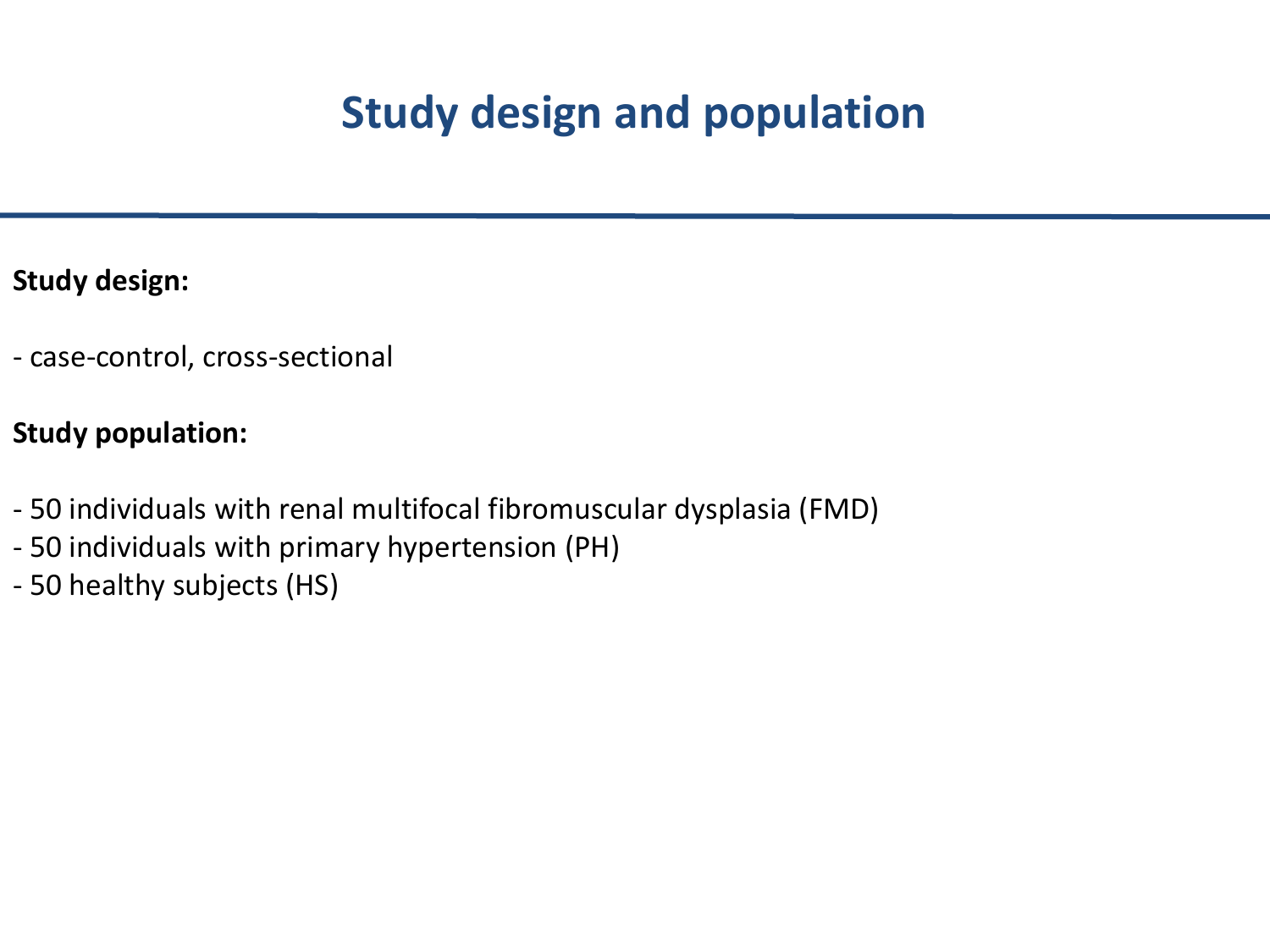# Study design and population

**Study design:**

- case-control, cross-sectional

**Study population:**

- 50 individuals with renal multifocal fibromuscular dysplasia (FMD)
- 50 individuals with primary hypertension (PH)
- 50 healthy subjects (HS)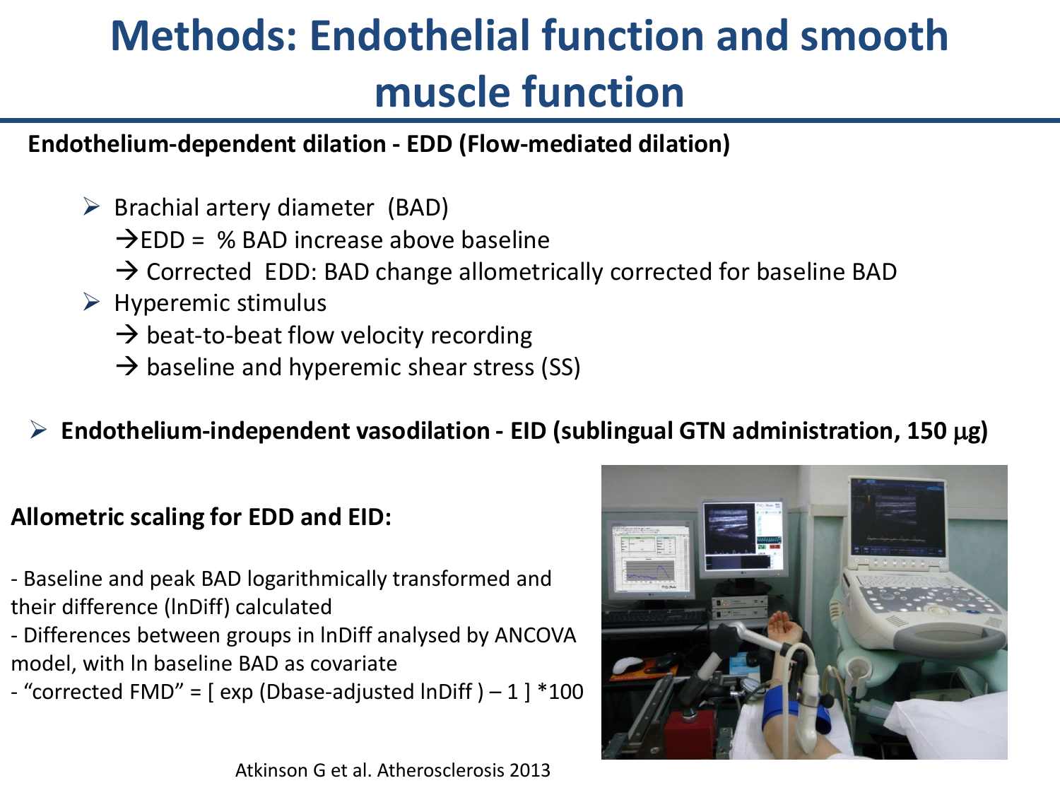# Methods: Endothelial function and smooth muscle function

**Endothelium-dependent dilation - EDD (Flow-mediated dilation)**

- Brachial artery diameter (BAD)
  - → EDD = % BAD increase above baseline
  - → Corrected EDD: BAD change allometrically corrected for baseline BAD
- Hyperemic stimulus
  - → beat-to-beat flow velocity recording
  - → baseline and hyperemic shear stress (SS)

- **Endothelium-independent vasodilation - EID (sublingual GTN administration, 150 μg)**

**Allometric scaling for EDD and EID:**

- Baseline and peak BAD logarithmically transformed and their difference (lnDiff) calculated
- Differences between groups in lnDiff analysed by ANCOVA model, with ln baseline BAD as covariate
- "corrected FMD" = [ exp (Dbase-adjusted lnDiff ) – 1 ] *100

Atkinson G et al. Atherosclerosis 2013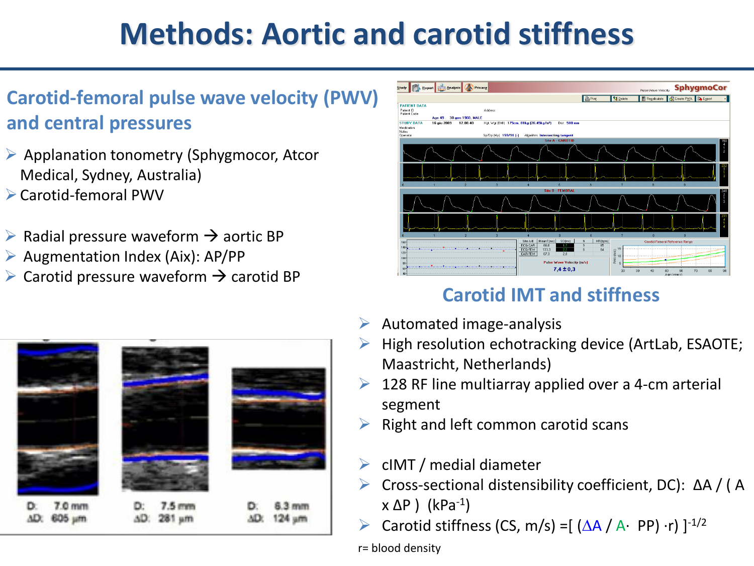# Methods: Aortic and carotid stiffness

## Carotid-femoral pulse wave velocity (PWV) and central pressures

- Applanation tonometry (Sphygmocor, Atcor Medical, Sydney, Australia)
- Carotid-femoral PWV

- Radial pressure waveform → aortic BP
- Augmentation Index (Aix): AP/PP
- Carotid pressure waveform → carotid BP

## Carotid IMT and stiffness

- Automated image-analysis
- High resolution echotracking device (ArtLab, ESAOTE; Maastricht, Netherlands)
- 128 RF line multiarray applied over a 4-cm arterial segment
- Right and left common carotid scans

- cIMT / medial diameter
- Cross-sectional distensibility coefficient, DC): $\Delta A / (A \times \Delta P)$ ($kPa^{-1}$)
- Carotid stiffness (CS, m/s) $= [(\Delta A / A \cdot PP) \cdot r]^{-1/2}$

r= blood density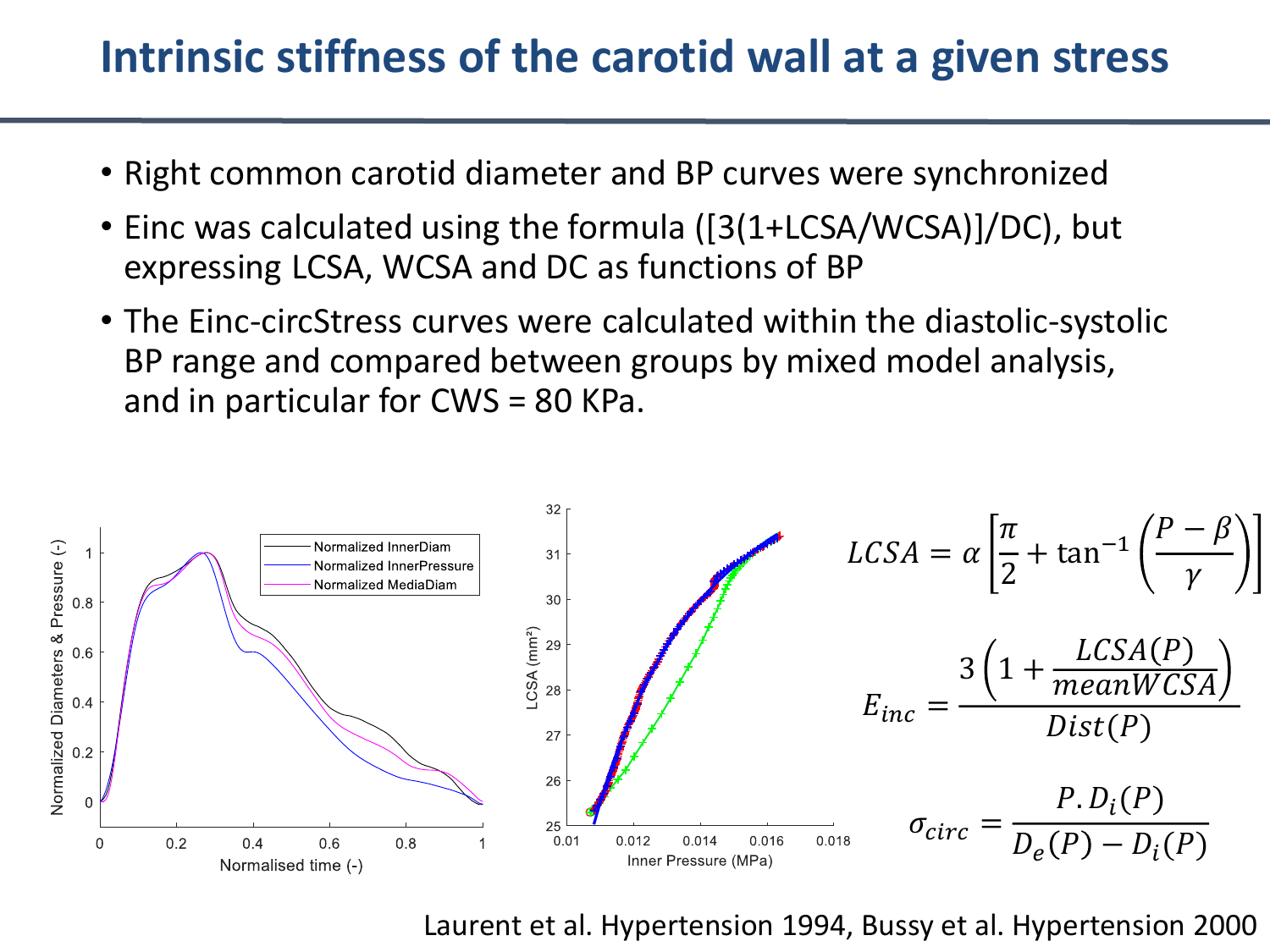# Intrinsic stiffness of the carotid wall at a given stress

- Right common carotid diameter and BP curves were synchronized
- Einc was calculated using the formula ([3(1+LCSA/WCSA)]/DC), but expressing LCSA, WCSA and DC as functions of BP
- The Einc-circStress curves were calculated within the diastolic-systolic BP range and compared between groups by mixed model analysis, and in particular for CWS = 80 KPa.

$$LCSA = \alpha\left[\frac{\pi}{2} + \tan^{-1}\left(\frac{P-\beta}{\gamma}\right)\right]$$

$$E_{inc} = \frac{3\left(1 + \frac{LCSA(P)}{meanWCSA}\right)}{Dist(P)}$$

$$\sigma_{circ} = \frac{P.D_i(P)}{D_e(P) - D_i(P)}$$

Laurent et al. Hypertension 1994, Bussy et al. Hypertension 2000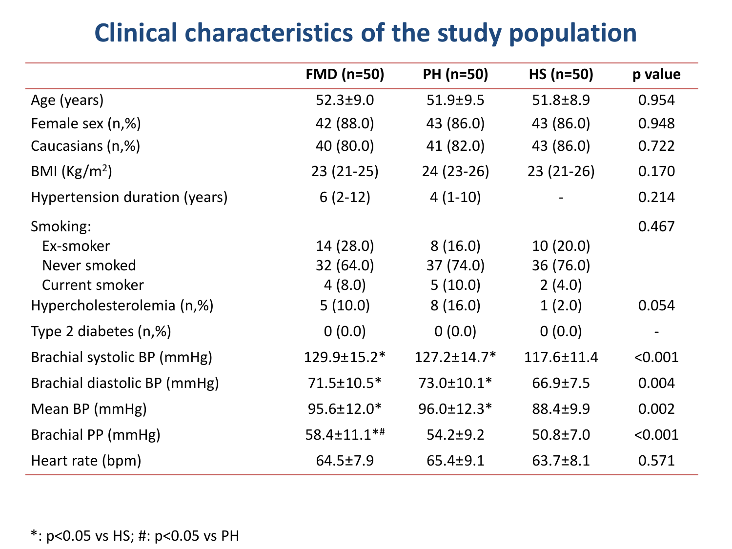# Clinical characteristics of the study population

| | FMD (n=50) | PH (n=50) | HS (n=50) | p value |
|---|---|---|---|---|
| Age (years) | 52.3±9.0 | 51.9±9.5 | 51.8±8.9 | 0.954 |
| Female sex (n,%) | 42 (88.0) | 43 (86.0) | 43 (86.0) | 0.948 |
| Caucasians (n,%) | 40 (80.0) | 41 (82.0) | 43 (86.0) | 0.722 |
| BMI (Kg/m$^2$) | 23 (21-25) | 24 (23-26) | 23 (21-26) | 0.170 |
| Hypertension duration (years) | 6 (2-12) | 4 (1-10) | - | 0.214 |
| Smoking: | | | | 0.467 |
| Ex-smoker | 14 (28.0) | 8 (16.0) | 10 (20.0) | |
| Never smoked | 32 (64.0) | 37 (74.0) | 36 (76.0) | |
| Current smoker | 4 (8.0) | 5 (10.0) | 2 (4.0) | |
| Hypercholesterolemia (n,%) | 5 (10.0) | 8 (16.0) | 1 (2.0) | 0.054 |
| Type 2 diabetes (n,%) | 0 (0.0) | 0 (0.0) | 0 (0.0) | - |
| Brachial systolic BP (mmHg) | 129.9±15.2* | 127.2±14.7* | 117.6±11.4 | <0.001 |
| Brachial diastolic BP (mmHg) | 71.5±10.5* | 73.0±10.1* | 66.9±7.5 | 0.004 |
| Mean BP (mmHg) | 95.6±12.0* | 96.0±12.3* | 88.4±9.9 | 0.002 |
| Brachial PP (mmHg) | 58.4±11.1*# | 54.2±9.2 | 50.8±7.0 | <0.001 |
| Heart rate (bpm) | 64.5±7.9 | 65.4±9.1 | 63.7±8.1 | 0.571 |

*: p<0.05 vs HS; #: p<0.05 vs PH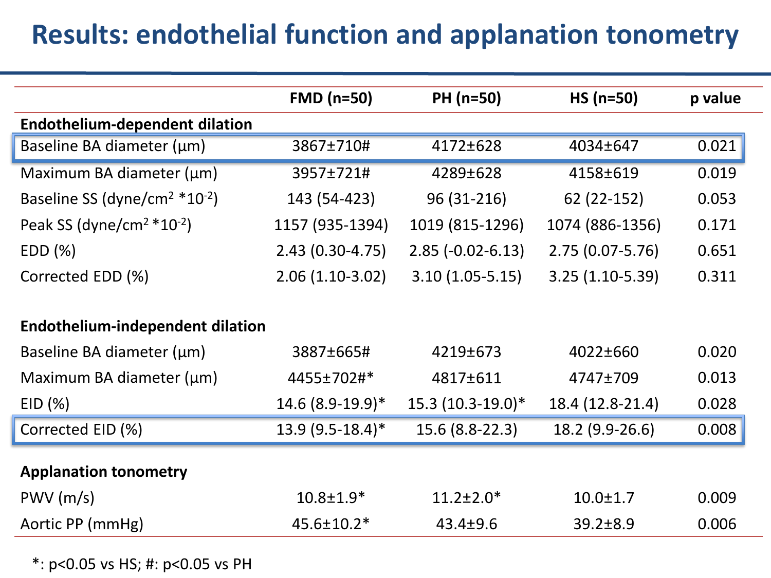# Results: endothelial function and applanation tonometry

| | FMD (n=50) | PH (n=50) | HS (n=50) | p value |
|---|---|---|---|---|
| **Endothelium-dependent dilation** | | | | |
| Baseline BA diameter (μm) | 3867±710# | 4172±628 | 4034±647 | 0.021 |
| Maximum BA diameter (μm) | 3957±721# | 4289±628 | 4158±619 | 0.019 |
| Baseline SS (dyne/cm$^2$ *10$^{-2}$) | 143 (54-423) | 96 (31-216) | 62 (22-152) | 0.053 |
| Peak SS (dyne/cm$^2$ *10$^{-2}$) | 1157 (935-1394) | 1019 (815-1296) | 1074 (886-1356) | 0.171 |
| EDD (%) | 2.43 (0.30-4.75) | 2.85 (-0.02-6.13) | 2.75 (0.07-5.76) | 0.651 |
| Corrected EDD (%) | 2.06 (1.10-3.02) | 3.10 (1.05-5.15) | 3.25 (1.10-5.39) | 0.311 |
| **Endothelium-independent dilation** | | | | |
| Baseline BA diameter (μm) | 3887±665# | 4219±673 | 4022±660 | 0.020 |
| Maximum BA diameter (μm) | 4455±702#* | 4817±611 | 4747±709 | 0.013 |
| EID (%) | 14.6 (8.9-19.9)* | 15.3 (10.3-19.0)* | 18.4 (12.8-21.4) | 0.028 |
| Corrected EID (%) | 13.9 (9.5-18.4)* | 15.6 (8.8-22.3) | 18.2 (9.9-26.6) | 0.008 |
| **Applanation tonometry** | | | | |
| PWV (m/s) | 10.8±1.9* | 11.2±2.0* | 10.0±1.7 | 0.009 |
| Aortic PP (mmHg) | 45.6±10.2* | 43.4±9.6 | 39.2±8.9 | 0.006 |

*: $p<0.05$ vs HS; #: $p<0.05$ vs PH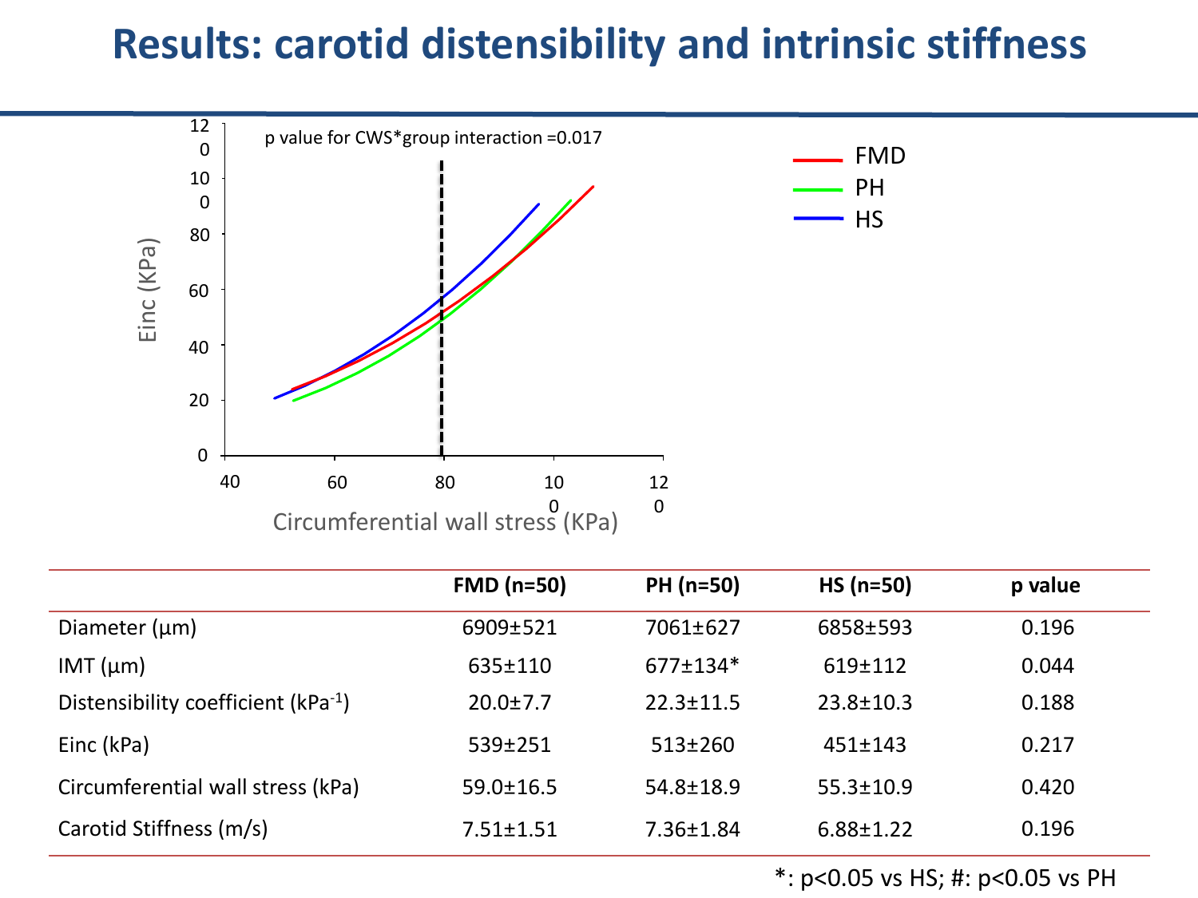# Results: carotid distensibility and intrinsic stiffness

p value for CWS*group interaction =0.017

| | FMD (n=50) | PH (n=50) | HS (n=50) | p value |
|---|---|---|---|---|
| Diameter (µm) | 6909±521 | 7061±627 | 6858±593 | 0.196 |
| IMT (µm) | 635±110 | 677±134* | 619±112 | 0.044 |
| Distensibility coefficient ($kPa^{-1}$) | 20.0±7.7 | 22.3±11.5 | 23.8±10.3 | 0.188 |
| Einc (kPa) | 539±251 | 513±260 | 451±143 | 0.217 |
| Circumferential wall stress (kPa) | 59.0±16.5 | 54.8±18.9 | 55.3±10.9 | 0.420 |
| Carotid Stiffness (m/s) | 7.51±1.51 | 7.36±1.84 | 6.88±1.22 | 0.196 |

*: p<0.05 vs HS; #: p<0.05 vs PH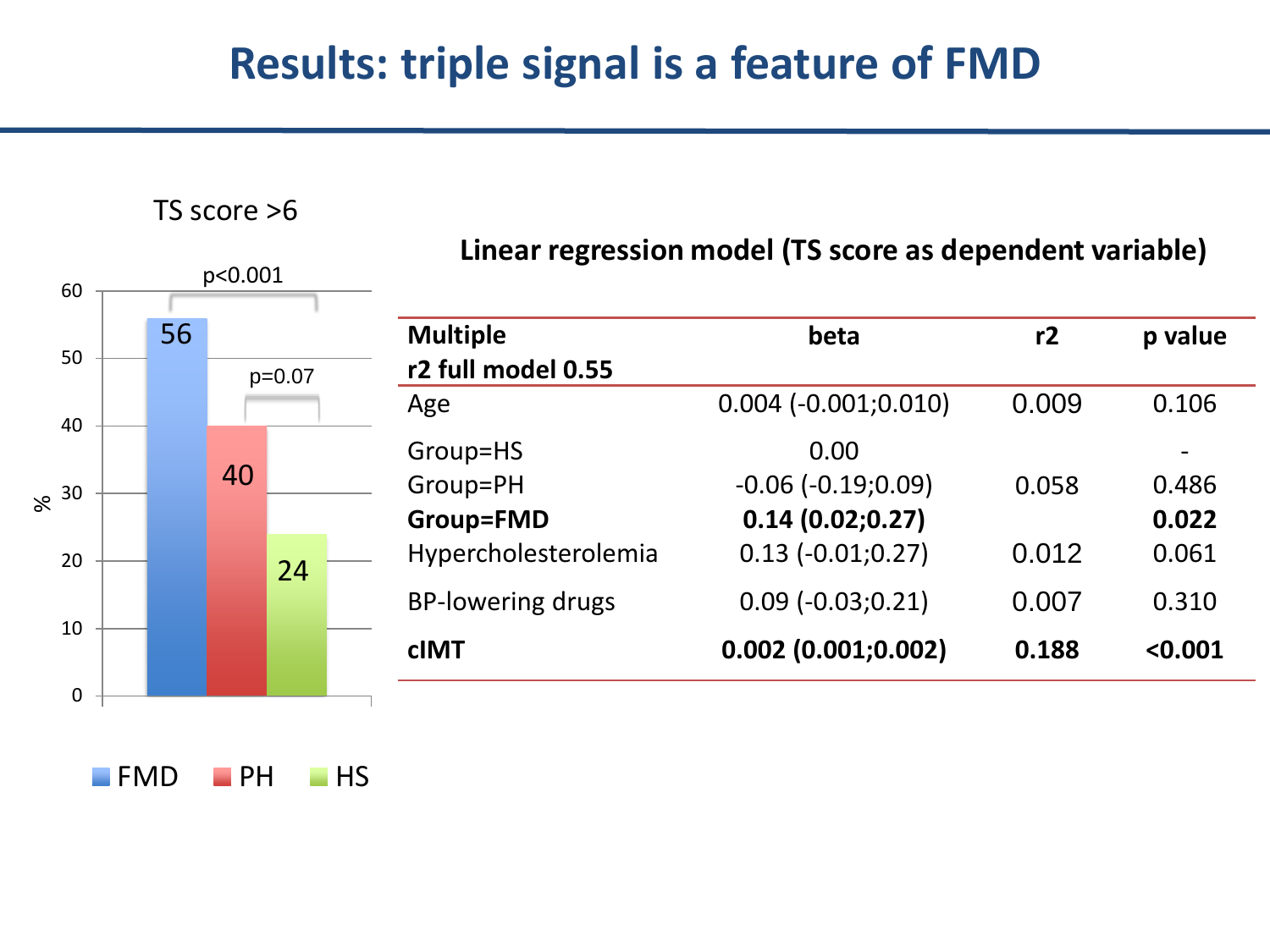# Results: triple signal is a feature of FMD

TS score >6

| Group | % |
|---|---|
| FMD | 56 |
| PH | 40 |
| HS | 24 |

FMD vs HS: p<0.001; PH vs HS: p=0.07

**Linear regression model (TS score as dependent variable)**

| **Multiple**<br>**r2 full model 0.55** | **beta** | **r2** | **p value** |
|---|---|---|---|
| Age | 0.004 (-0.001;0.010) | 0.009 | 0.106 |
| Group=HS | 0.00 | | - |
| Group=PH | -0.06 (-0.19;0.09) | 0.058 | 0.486 |
| **Group=FMD** | **0.14 (0.02;0.27)** | | **0.022** |
| Hypercholesterolemia | 0.13 (-0.01;0.27) | 0.012 | 0.061 |
| BP-lowering drugs | 0.09 (-0.03;0.21) | 0.007 | 0.310 |
| **cIMT** | **0.002 (0.001;0.002)** | **0.188** | **<0.001** |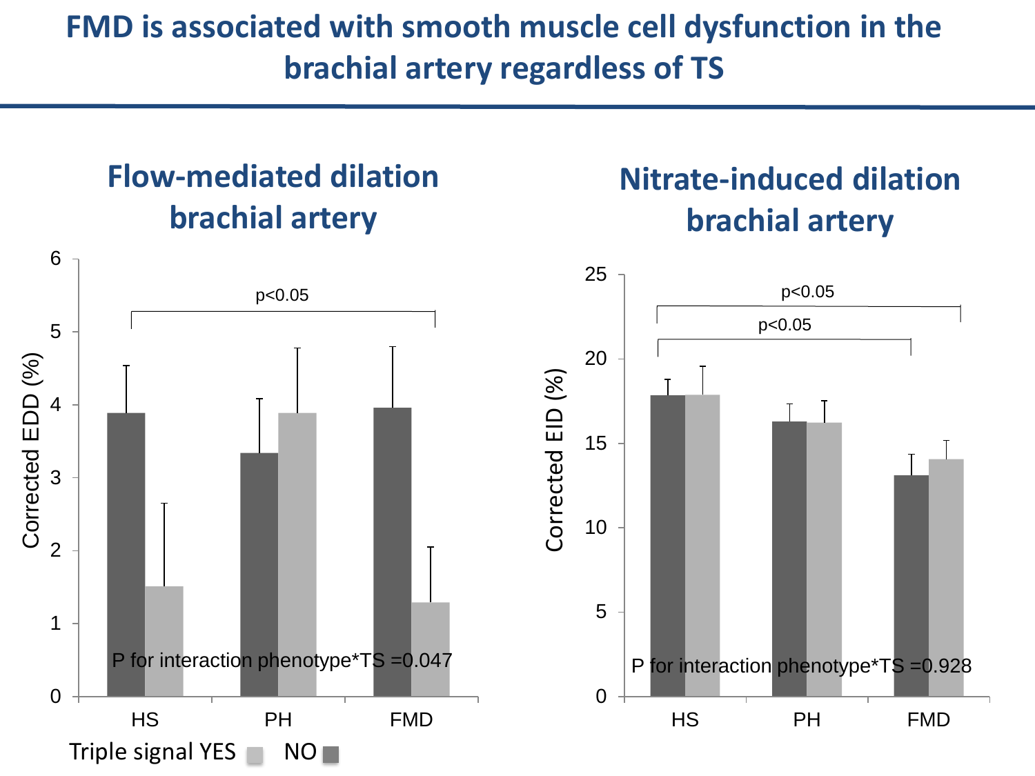# FMD is associated with smooth muscle cell dysfunction in the brachial artery regardless of TS

## Flow-mediated dilation brachial artery

Corrected EDD (%)

p<0.05

P for interaction phenotype*TS =0.047

HS PH FMD

## Nitrate-induced dilation brachial artery

Corrected EID (%)

p<0.05

p<0.05

P for interaction phenotype*TS =0.928

HS PH FMD

Triple signal YES NO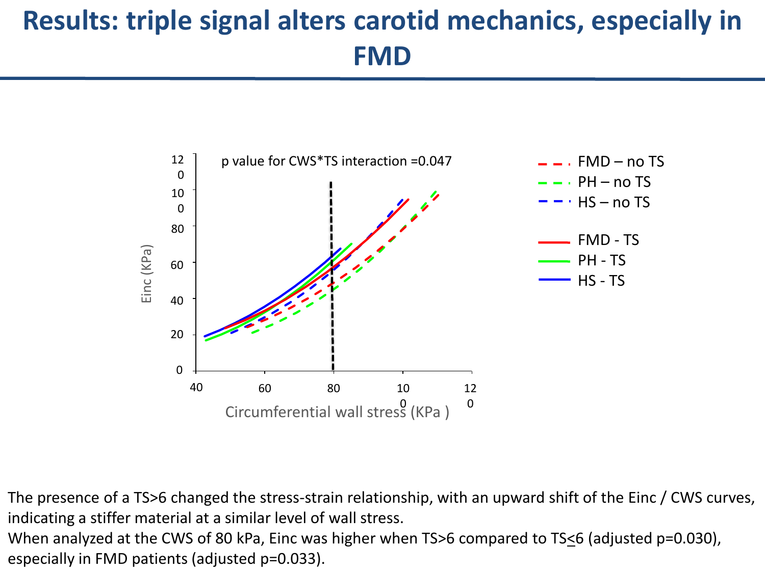# Results: triple signal alters carotid mechanics, especially in FMD

p value for CWS*TS interaction =0.047

- FMD – no TS
- PH – no TS
- HS – no TS
- FMD - TS
- PH - TS
- HS - TS

Einc (KPa)

Circumferential wall stress (KPa )

The presence of a TS>6 changed the stress-strain relationship, with an upward shift of the Einc / CWS curves, indicating a stiffer material at a similar level of wall stress.

When analyzed at the CWS of 80 kPa, Einc was higher when TS>6 compared to TS≤6 (adjusted p=0.030), especially in FMD patients (adjusted p=0.033).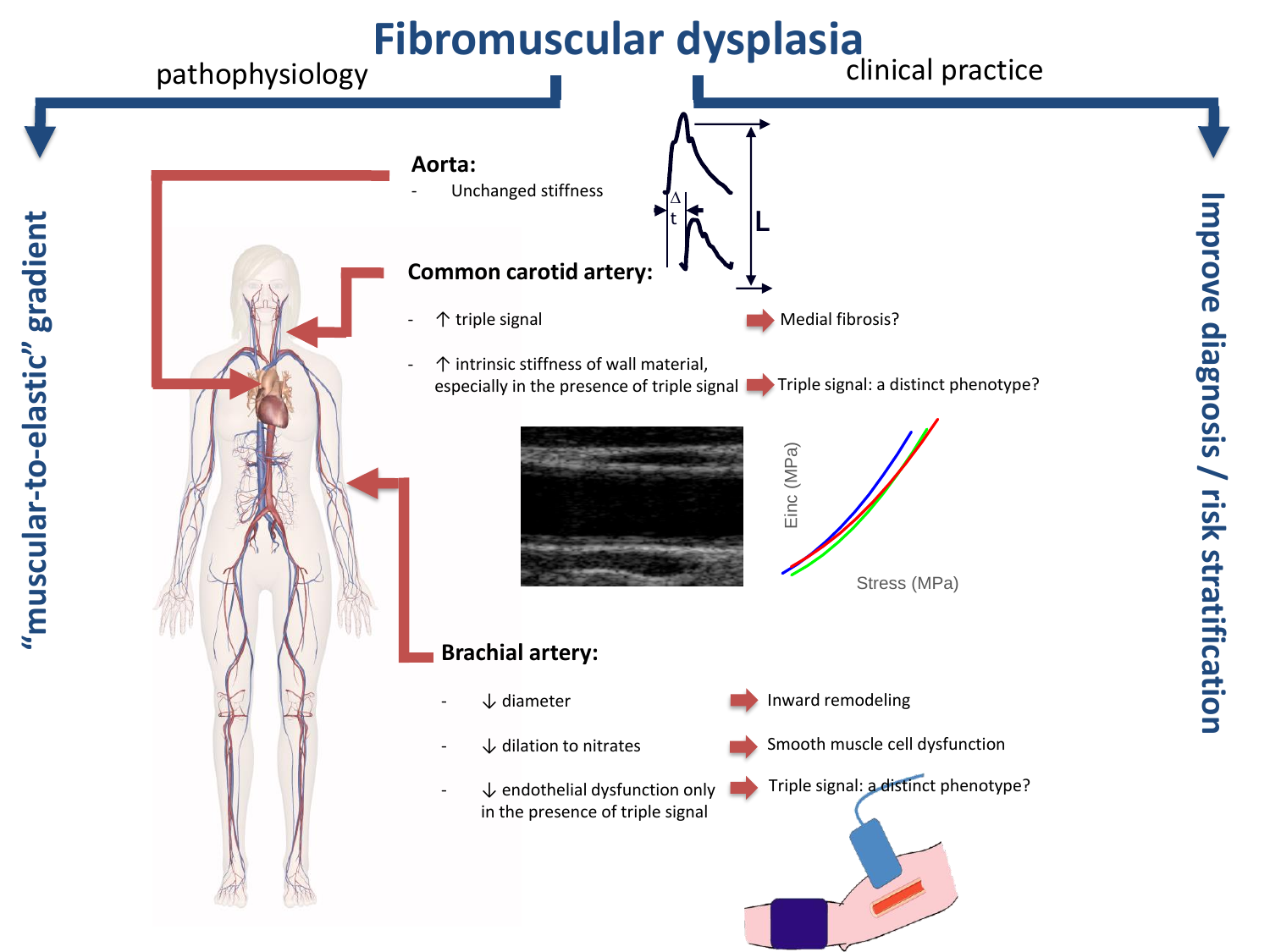# Fibromuscular dysplasia

pathophysiology

clinical practice

"muscular-to-elastic" gradient

Improve diagnosis / risk stratification

**Aorta:**

- Unchanged stiffness

**Common carotid artery:**

- ↑ triple signal → Medial fibrosis?
- ↑ intrinsic stiffness of wall material, especially in the presence of triple signal → Triple signal: a distinct phenotype?

Einc (MPa)

Stress (MPa)

**Brachial artery:**

- ↓ diameter → Inward remodeling
- ↓ dilation to nitrates → Smooth muscle cell dysfunction
- ↓ endothelial dysfunction only in the presence of triple signal → Triple signal: a distinct phenotype?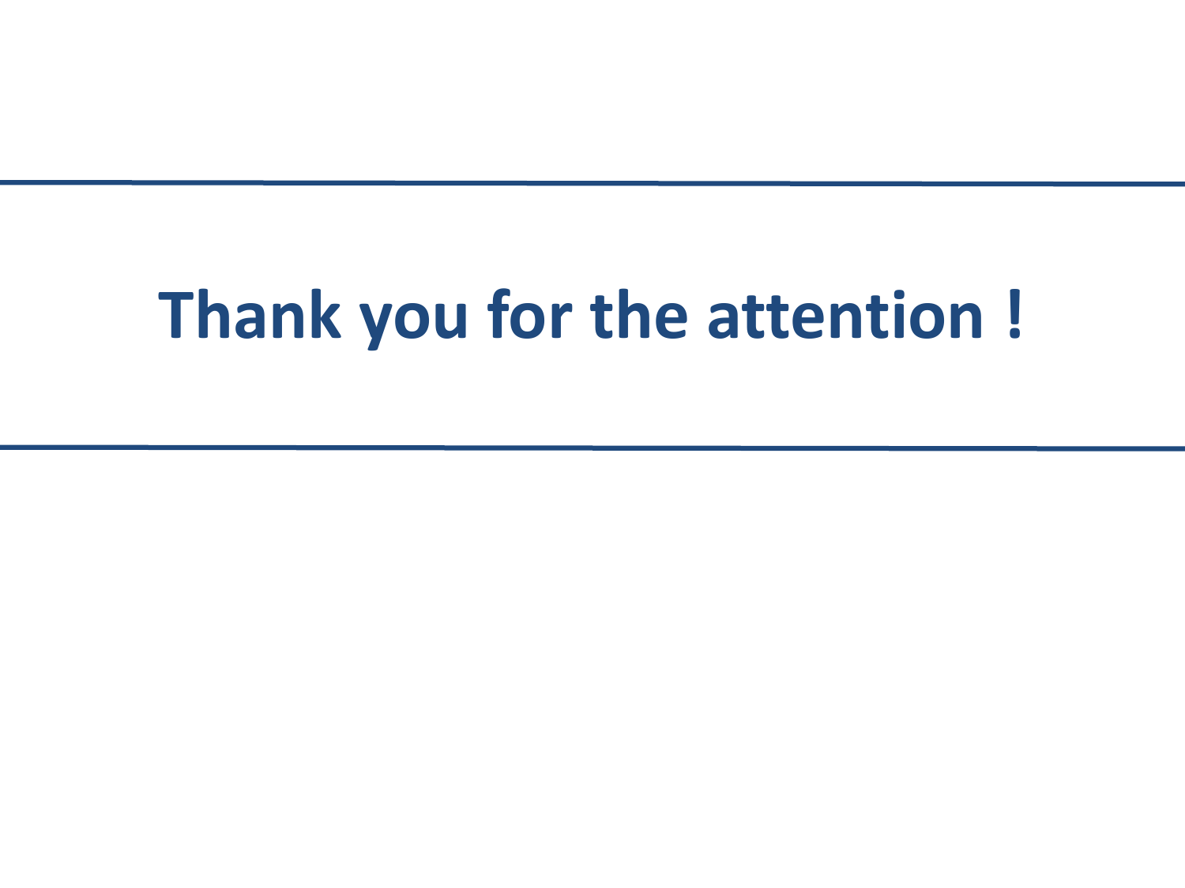# Thank you for the attention !